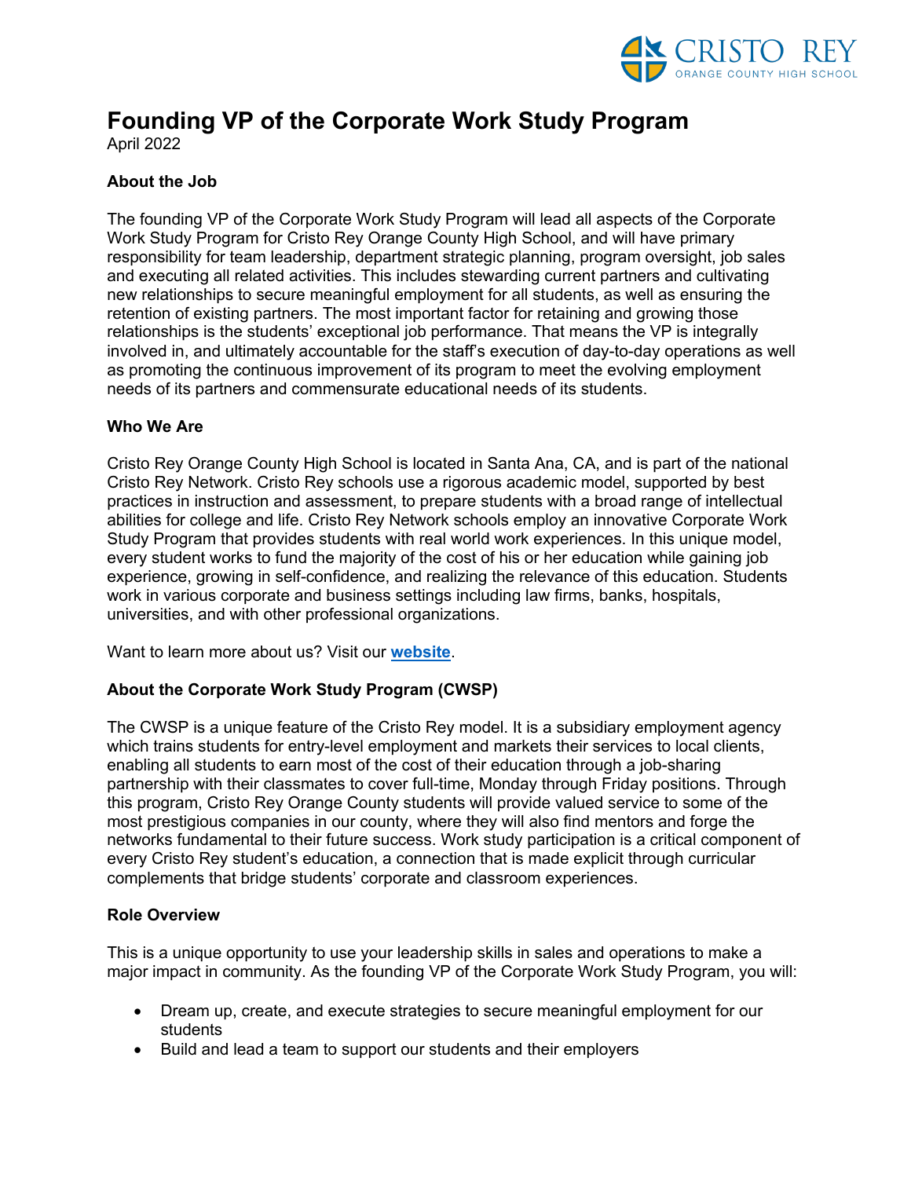# Founding VP of the Corporate Work Study Program

April 2022

### About the Job

The founding VP of the Corporate Work Study Program will lead all aspects of the Corporate Work Study Program for Cristo Rey Orange County High School, and will have primary responsibility for team leadership, department strategic planning, program oversight, job sales and executing all related activities. This includes stewarding current partners and cultivating new relationships to secure meaningful employment for all students, as well as ensuring the retention of existing partners. The most important factor for retaining and growing those relationships is the students' exceptional job performance. That means the VP is integrally involved in, and ultimately accountable for the staff's execution of day-to-day operations as well as promoting the continuous improvement of its program to meet the evolving employment needs of its partners and commensurate educational needs of its students.

### Who We Are

Cristo Rey Orange County High School is located in Santa Ana, CA, and is part of the national Cristo Rey Network. Cristo Rey schools use a rigorous academic model, supported by best practices in instruction and assessment, to prepare students with a broad range of intellectual abilities for college and life. Cristo Rey Network schools employ an innovative Corporate Work Study Program that provides students with real world work experiences. In this unique model, every student works to fund the majority of the cost of his or her education while gaining job experience, growing in self-confidence, and realizing the relevance of this education. Students work in various corporate and business settings including law firms, banks, hospitals, universities, and with other professional organizations.

Want to learn more about us? Visit our **website**.

### About the Corporate Work Study Program (CWSP)

The CWSP is a unique feature of the Cristo Rey model. It is a subsidiary employment agency which trains students for entry-level employment and markets their services to local clients, enabling all students to earn most of the cost of their education through a job-sharing partnership with their classmates to cover full-time, Monday through Friday positions. Through this program, Cristo Rey Orange County students will provide valued service to some of the most prestigious companies in our county, where they will also find mentors and forge the networks fundamental to their future success. Work study participation is a critical component of every Cristo Rey student's education, a connection that is made explicit through curricular complements that bridge students' corporate and classroom experiences.

### Role Overview

This is a unique opportunity to use your leadership skills in sales and operations to make a major impact in community. As the founding VP of the Corporate Work Study Program, you will:

- Dream up, create, and execute strategies to secure meaningful employment for our students
- Build and lead a team to support our students and their employers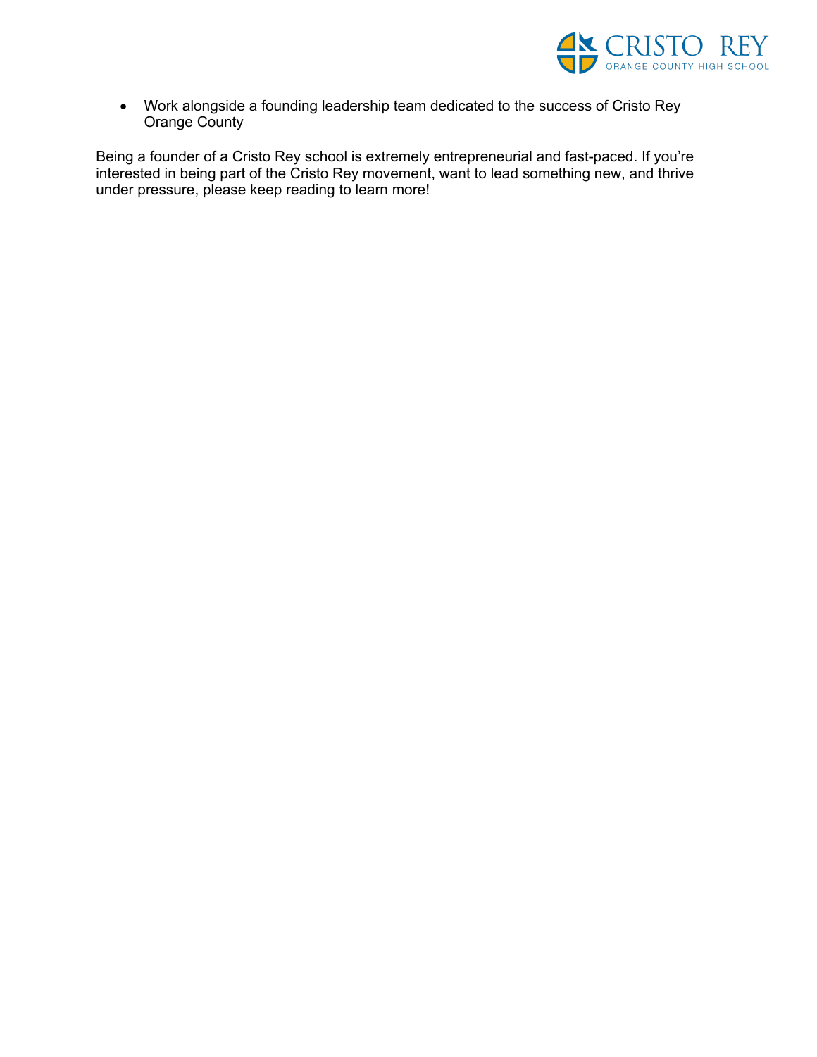- Work alongside a founding leadership team dedicated to the success of Cristo Rey Orange County

Being a founder of a Cristo Rey school is extremely entrepreneurial and fast-paced. If you're interested in being part of the Cristo Rey movement, want to lead something new, and thrive under pressure, please keep reading to learn more!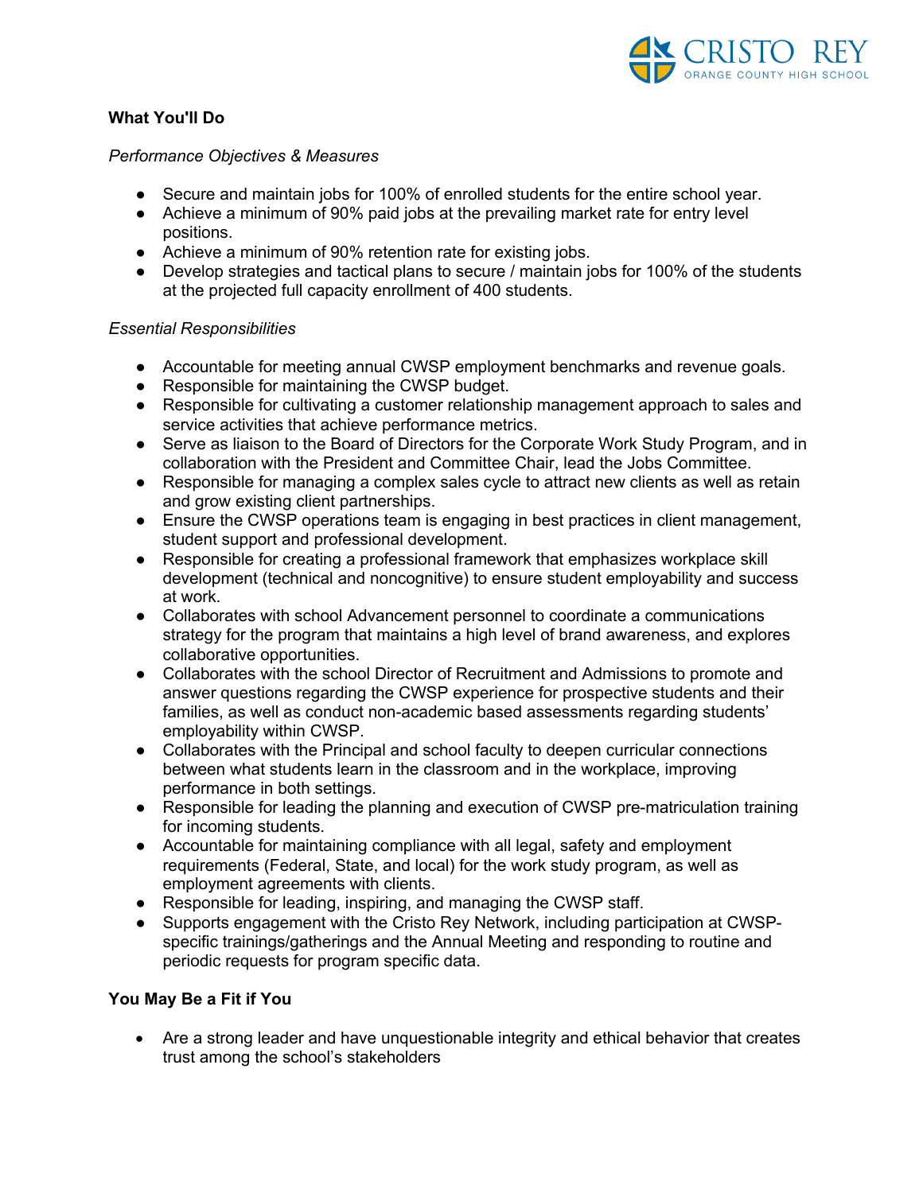**What You'll Do**

*Performance Objectives & Measures*

- Secure and maintain jobs for 100% of enrolled students for the entire school year.
- Achieve a minimum of 90% paid jobs at the prevailing market rate for entry level positions.
- Achieve a minimum of 90% retention rate for existing jobs.
- Develop strategies and tactical plans to secure / maintain jobs for 100% of the students at the projected full capacity enrollment of 400 students.

*Essential Responsibilities*

- Accountable for meeting annual CWSP employment benchmarks and revenue goals.
- Responsible for maintaining the CWSP budget.
- Responsible for cultivating a customer relationship management approach to sales and service activities that achieve performance metrics.
- Serve as liaison to the Board of Directors for the Corporate Work Study Program, and in collaboration with the President and Committee Chair, lead the Jobs Committee.
- Responsible for managing a complex sales cycle to attract new clients as well as retain and grow existing client partnerships.
- Ensure the CWSP operations team is engaging in best practices in client management, student support and professional development.
- Responsible for creating a professional framework that emphasizes workplace skill development (technical and noncognitive) to ensure student employability and success at work.
- Collaborates with school Advancement personnel to coordinate a communications strategy for the program that maintains a high level of brand awareness, and explores collaborative opportunities.
- Collaborates with the school Director of Recruitment and Admissions to promote and answer questions regarding the CWSP experience for prospective students and their families, as well as conduct non-academic based assessments regarding students' employability within CWSP.
- Collaborates with the Principal and school faculty to deepen curricular connections between what students learn in the classroom and in the workplace, improving performance in both settings.
- Responsible for leading the planning and execution of CWSP pre-matriculation training for incoming students.
- Accountable for maintaining compliance with all legal, safety and employment requirements (Federal, State, and local) for the work study program, as well as employment agreements with clients.
- Responsible for leading, inspiring, and managing the CWSP staff.
- Supports engagement with the Cristo Rey Network, including participation at CWSP-specific trainings/gatherings and the Annual Meeting and responding to routine and periodic requests for program specific data.

**You May Be a Fit if You**

- Are a strong leader and have unquestionable integrity and ethical behavior that creates trust among the school's stakeholders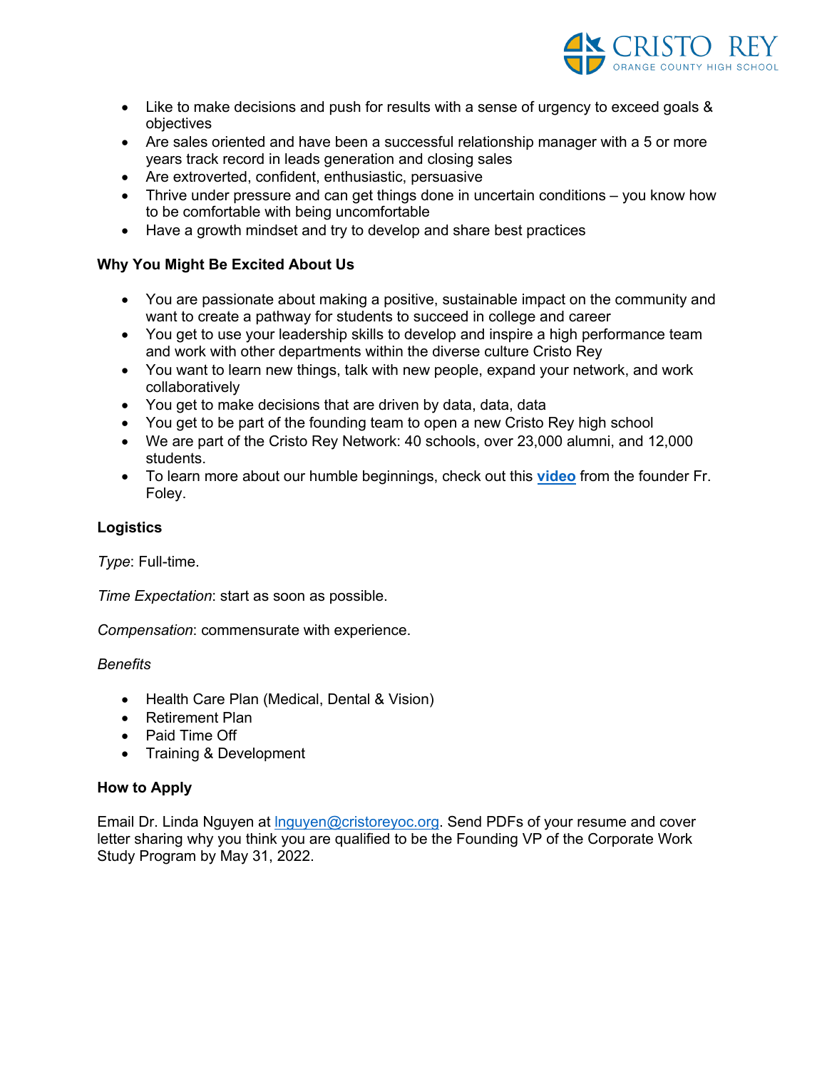- Like to make decisions and push for results with a sense of urgency to exceed goals & objectives
- Are sales oriented and have been a successful relationship manager with a 5 or more years track record in leads generation and closing sales
- Are extroverted, confident, enthusiastic, persuasive
- Thrive under pressure and can get things done in uncertain conditions – you know how to be comfortable with being uncomfortable
- Have a growth mindset and try to develop and share best practices

**Why You Might Be Excited About Us**

- You are passionate about making a positive, sustainable impact on the community and want to create a pathway for students to succeed in college and career
- You get to use your leadership skills to develop and inspire a high performance team and work with other departments within the diverse culture Cristo Rey
- You want to learn new things, talk with new people, expand your network, and work collaboratively
- You get to make decisions that are driven by data, data, data
- You get to be part of the founding team to open a new Cristo Rey high school
- We are part of the Cristo Rey Network: 40 schools, over 23,000 alumni, and 12,000 students.
- To learn more about our humble beginnings, check out this **video** from the founder Fr. Foley.

**Logistics**

*Type*: Full-time.

*Time Expectation*: start as soon as possible.

*Compensation*: commensurate with experience.

*Benefits*

- Health Care Plan (Medical, Dental & Vision)
- Retirement Plan
- Paid Time Off
- Training & Development

**How to Apply**

Email Dr. Linda Nguyen at lnguyen@cristoreyoc.org. Send PDFs of your resume and cover letter sharing why you think you are qualified to be the Founding VP of the Corporate Work Study Program by May 31, 2022.